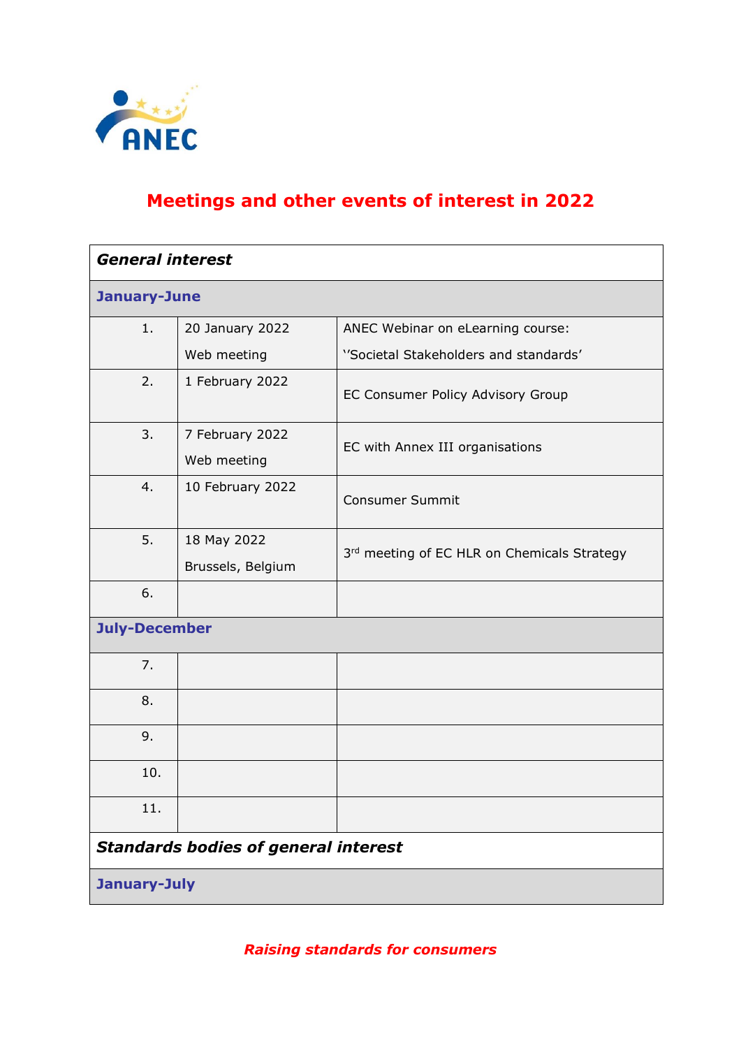ANEC

# Meetings and other events of interest in 2022

| | | |
|---|---|---|
| ***General interest*** | | |
| **January-June** | | |
| 1. | 20 January 2022<br>Web meeting | ANEC Webinar on eLearning course:<br>''Societal Stakeholders and standards' |
| 2. | 1 February 2022 | EC Consumer Policy Advisory Group |
| 3. | 7 February 2022<br>Web meeting | EC with Annex III organisations |
| 4. | 10 February 2022 | Consumer Summit |
| 5. | 18 May 2022<br>Brussels, Belgium | 3rd meeting of EC HLR on Chemicals Strategy |
| 6. | | |
| **July-December** | | |
| 7. | | |
| 8. | | |
| 9. | | |
| 10. | | |
| 11. | | |
| ***Standards bodies of general interest*** | | |
| **January-July** | | |

*Raising standards for consumers*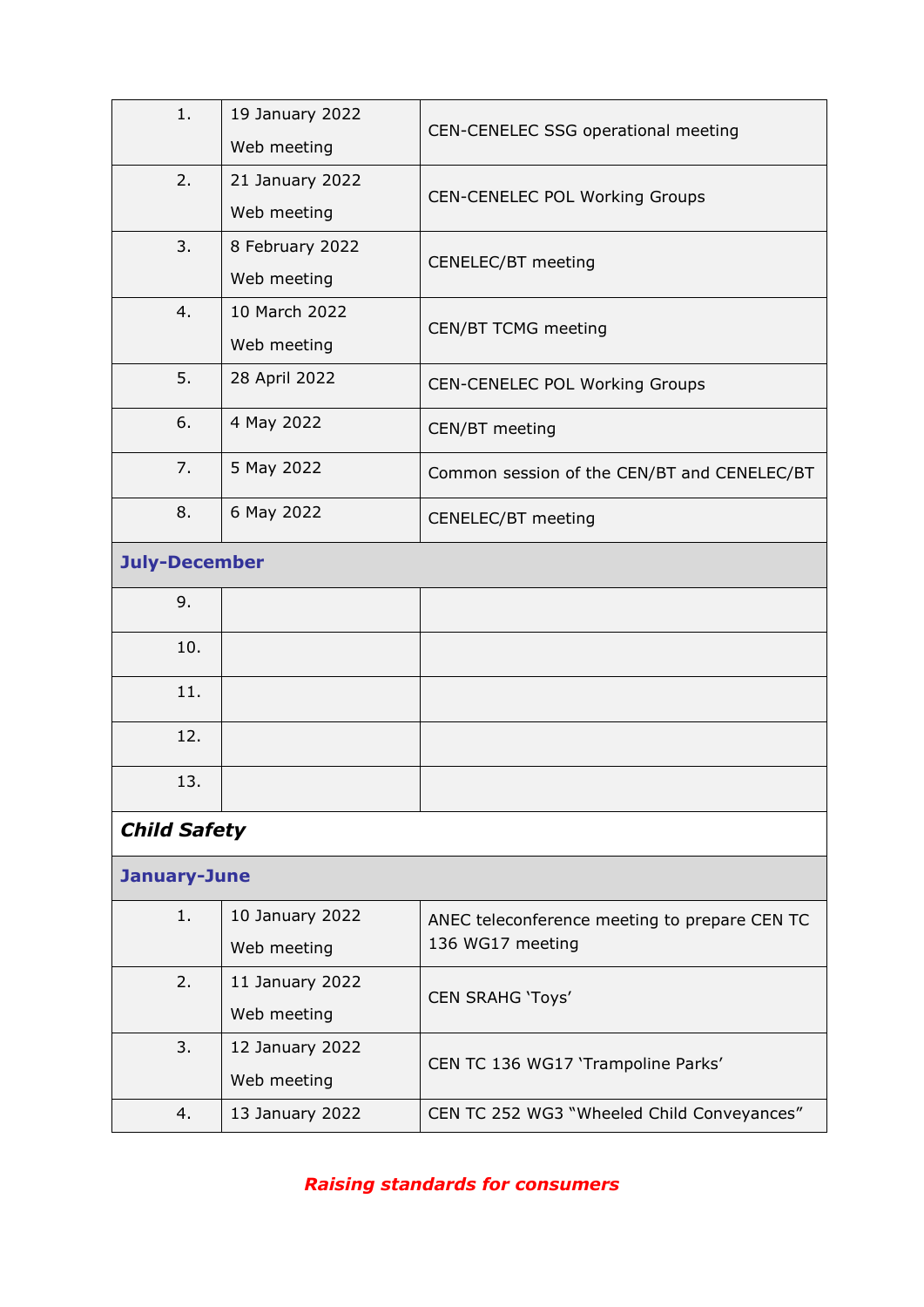| | | |
|---|---|---|
| 1. | 19 January 2022<br>Web meeting | CEN-CENELEC SSG operational meeting |
| 2. | 21 January 2022<br>Web meeting | CEN-CENELEC POL Working Groups |
| 3. | 8 February 2022<br>Web meeting | CENELEC/BT meeting |
| 4. | 10 March 2022<br>Web meeting | CEN/BT TCMG meeting |
| 5. | 28 April 2022 | CEN-CENELEC POL Working Groups |
| 6. | 4 May 2022 | CEN/BT meeting |
| 7. | 5 May 2022 | Common session of the CEN/BT and CENELEC/BT |
| 8. | 6 May 2022 | CENELEC/BT meeting |
| **July-December** | | |
| 9. | | |
| 10. | | |
| 11. | | |
| 12. | | |
| 13. | | |
| ***Child Safety*** | | |
| **January-June** | | |
| 1. | 10 January 2022<br>Web meeting | ANEC teleconference meeting to prepare CEN TC 136 WG17 meeting |
| 2. | 11 January 2022<br>Web meeting | CEN SRAHG 'Toys' |
| 3. | 12 January 2022<br>Web meeting | CEN TC 136 WG17 'Trampoline Parks' |
| 4. | 13 January 2022 | CEN TC 252 WG3 "Wheeled Child Conveyances" |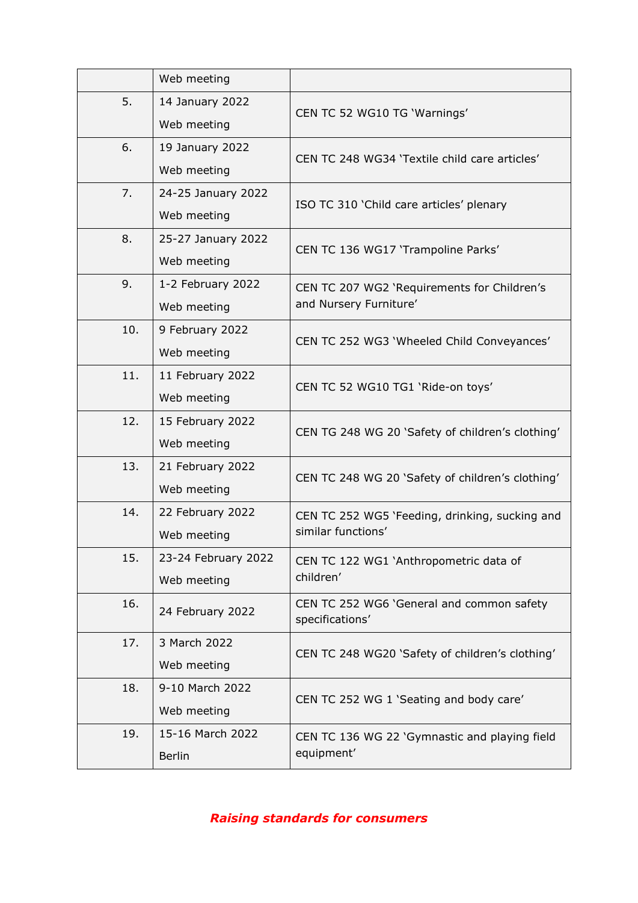| | | |
|---|---|---|
| | Web meeting | |
| 5. | 14 January 2022<br>Web meeting | CEN TC 52 WG10 TG 'Warnings' |
| 6. | 19 January 2022<br>Web meeting | CEN TC 248 WG34 'Textile child care articles' |
| 7. | 24-25 January 2022<br>Web meeting | ISO TC 310 'Child care articles' plenary |
| 8. | 25-27 January 2022<br>Web meeting | CEN TC 136 WG17 'Trampoline Parks' |
| 9. | 1-2 February 2022<br>Web meeting | CEN TC 207 WG2 'Requirements for Children's and Nursery Furniture' |
| 10. | 9 February 2022<br>Web meeting | CEN TC 252 WG3 'Wheeled Child Conveyances' |
| 11. | 11 February 2022<br>Web meeting | CEN TC 52 WG10 TG1 'Ride-on toys' |
| 12. | 15 February 2022<br>Web meeting | CEN TG 248 WG 20 'Safety of children's clothing' |
| 13. | 21 February 2022<br>Web meeting | CEN TC 248 WG 20 'Safety of children's clothing' |
| 14. | 22 February 2022<br>Web meeting | CEN TC 252 WG5 'Feeding, drinking, sucking and similar functions' |
| 15. | 23-24 February 2022<br>Web meeting | CEN TC 122 WG1 'Anthropometric data of children' |
| 16. | 24 February 2022 | CEN TC 252 WG6 'General and common safety specifications' |
| 17. | 3 March 2022<br>Web meeting | CEN TC 248 WG20 'Safety of children's clothing' |
| 18. | 9-10 March 2022<br>Web meeting | CEN TC 252 WG 1 'Seating and body care' |
| 19. | 15-16 March 2022<br>Berlin | CEN TC 136 WG 22 'Gymnastic and playing field equipment' |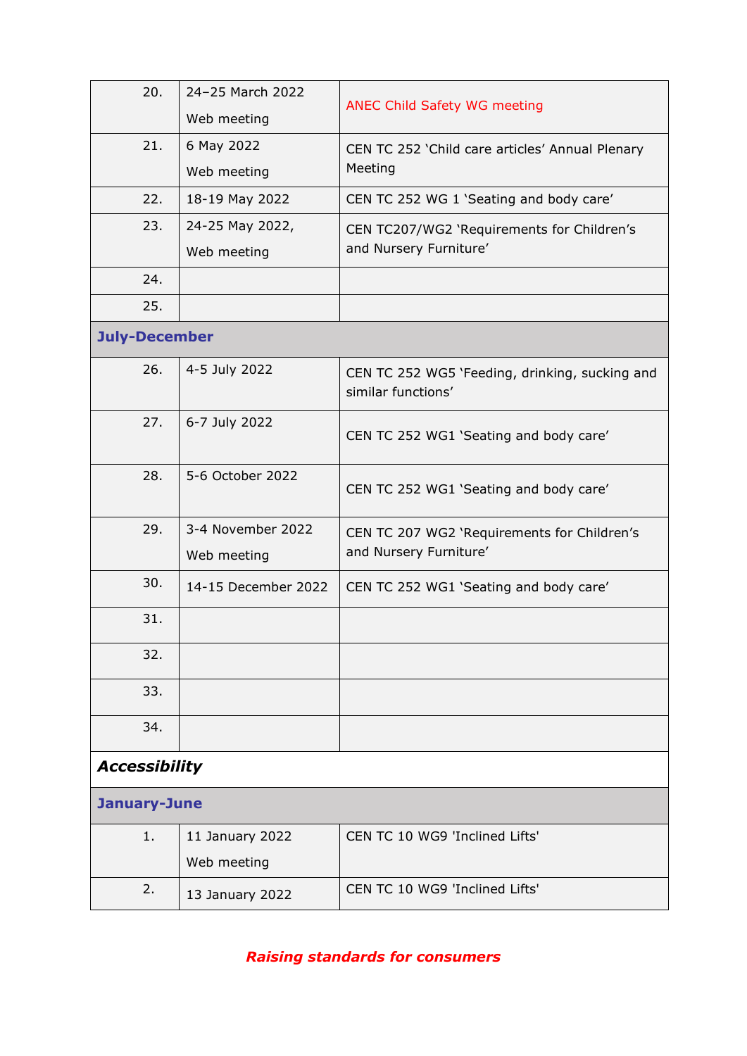| | | |
|---|---|---|
| 20. | 24–25 March 2022<br>Web meeting | ANEC Child Safety WG meeting |
| 21. | 6 May 2022<br>Web meeting | CEN TC 252 'Child care articles' Annual Plenary Meeting |
| 22. | 18-19 May 2022 | CEN TC 252 WG 1 'Seating and body care' |
| 23. | 24-25 May 2022,<br>Web meeting | CEN TC207/WG2 'Requirements for Children's and Nursery Furniture' |
| 24. | | |
| 25. | | |
| **July-December** | | |
| 26. | 4-5 July 2022 | CEN TC 252 WG5 'Feeding, drinking, sucking and similar functions' |
| 27. | 6-7 July 2022 | CEN TC 252 WG1 'Seating and body care' |
| 28. | 5-6 October 2022 | CEN TC 252 WG1 'Seating and body care' |
| 29. | 3-4 November 2022<br>Web meeting | CEN TC 207 WG2 'Requirements for Children's and Nursery Furniture' |
| 30. | 14-15 December 2022 | CEN TC 252 WG1 'Seating and body care' |
| 31. | | |
| 32. | | |
| 33. | | |
| 34. | | |
| ***Accessibility*** | | |
| **January-June** | | |
| 1. | 11 January 2022<br>Web meeting | CEN TC 10 WG9 'Inclined Lifts' |
| 2. | 13 January 2022 | CEN TC 10 WG9 'Inclined Lifts' |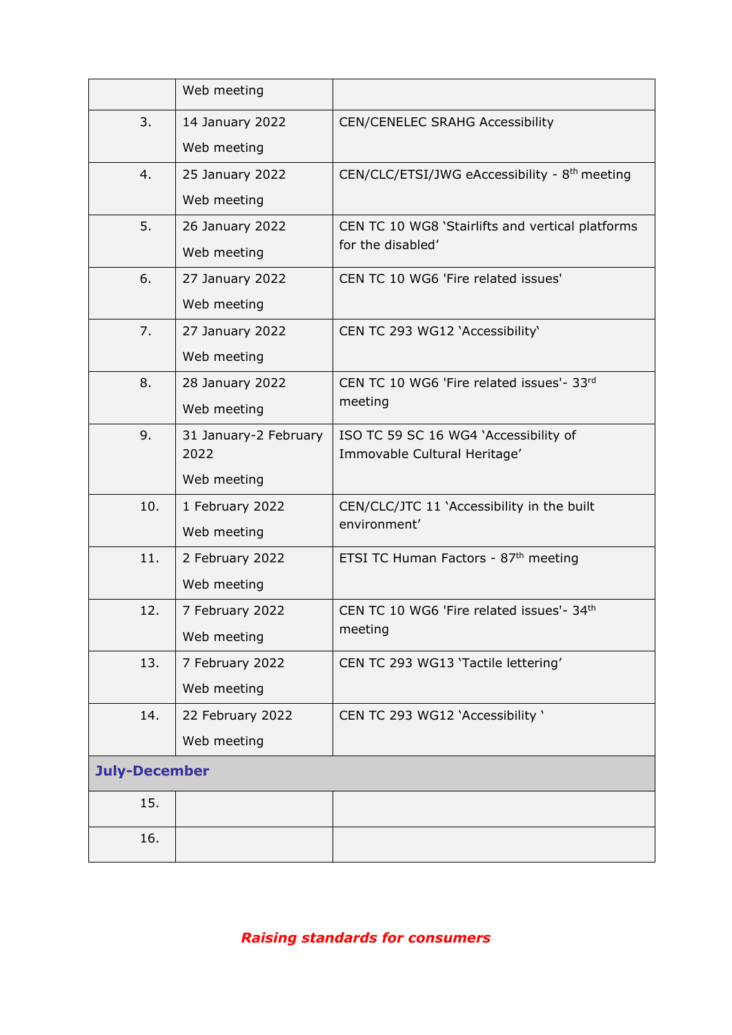|  |  |  |
|---|---|---|
|  | Web meeting |  |
| 3. | 14 January 2022<br>Web meeting | CEN/CENELEC SRAHG Accessibility |
| 4. | 25 January 2022<br>Web meeting | CEN/CLC/ETSI/JWG eAccessibility - 8th meeting |
| 5. | 26 January 2022<br>Web meeting | CEN TC 10 WG8 'Stairlifts and vertical platforms for the disabled' |
| 6. | 27 January 2022<br>Web meeting | CEN TC 10 WG6 'Fire related issues' |
| 7. | 27 January 2022<br>Web meeting | CEN TC 293 WG12 'Accessibility' |
| 8. | 28 January 2022<br>Web meeting | CEN TC 10 WG6 'Fire related issues'- 33rd meeting |
| 9. | 31 January-2 February 2022<br>Web meeting | ISO TC 59 SC 16 WG4 'Accessibility of Immovable Cultural Heritage' |
| 10. | 1 February 2022<br>Web meeting | CEN/CLC/JTC 11 'Accessibility in the built environment' |
| 11. | 2 February 2022<br>Web meeting | ETSI TC Human Factors - 87th meeting |
| 12. | 7 February 2022<br>Web meeting | CEN TC 10 WG6 'Fire related issues'- 34th meeting |
| 13. | 7 February 2022<br>Web meeting | CEN TC 293 WG13 'Tactile lettering' |
| 14. | 22 February 2022<br>Web meeting | CEN TC 293 WG12 'Accessibility ' |
| **July-December** |  |  |
| 15. |  |  |
| 16. |  |  |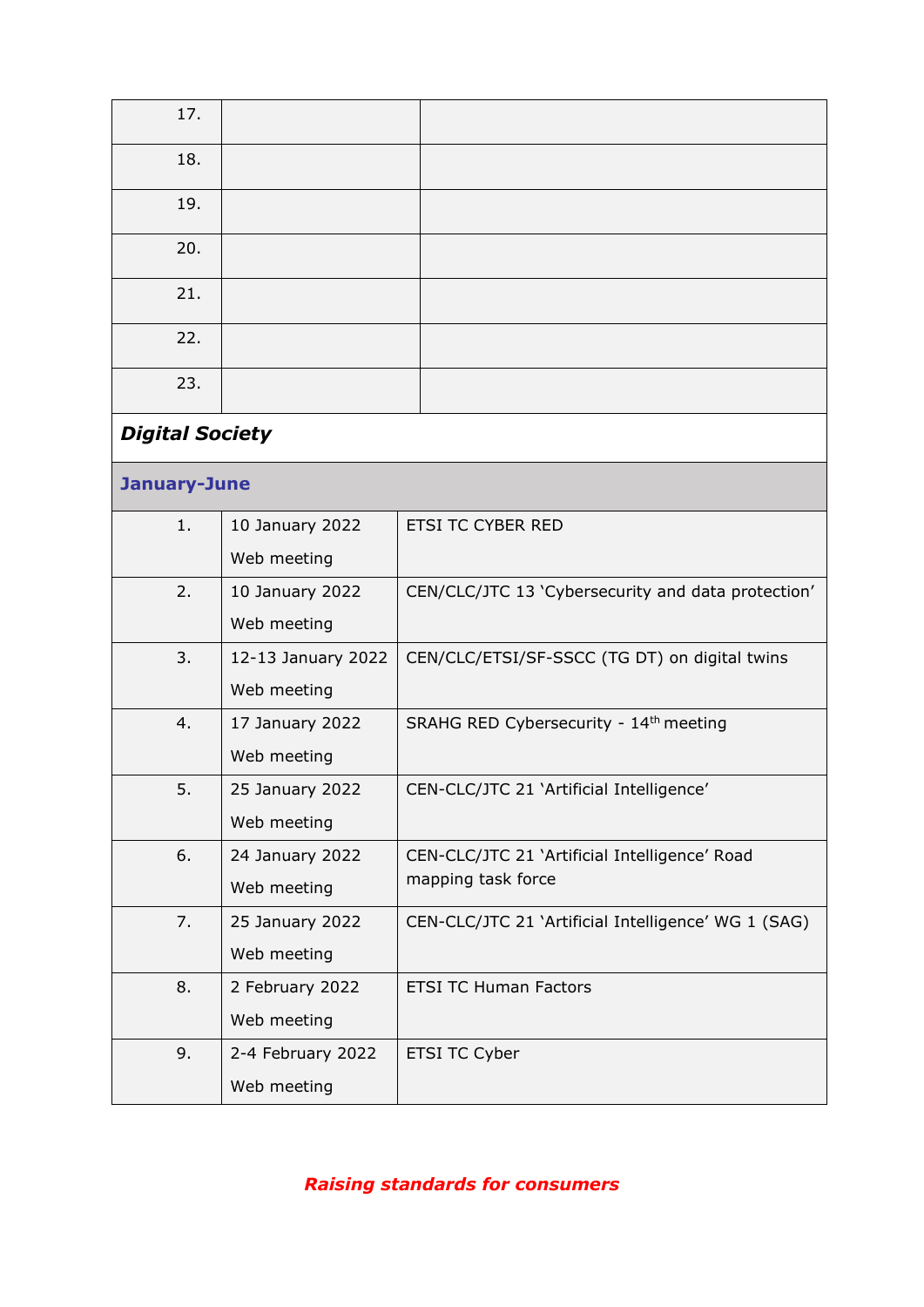| | | |
|---|---|---|
| 17. | | |
| 18. | | |
| 19. | | |
| 20. | | |
| 21. | | |
| 22. | | |
| 23. | | |

***Digital Society***

**January-June**

| | | |
|---|---|---|
| 1. | 10 January 2022<br>Web meeting | ETSI TC CYBER RED |
| 2. | 10 January 2022<br>Web meeting | CEN/CLC/JTC 13 'Cybersecurity and data protection' |
| 3. | 12-13 January 2022<br>Web meeting | CEN/CLC/ETSI/SF-SSCC (TG DT) on digital twins |
| 4. | 17 January 2022<br>Web meeting | SRAHG RED Cybersecurity - 14th meeting |
| 5. | 25 January 2022<br>Web meeting | CEN-CLC/JTC 21 'Artificial Intelligence' |
| 6. | 24 January 2022<br>Web meeting | CEN-CLC/JTC 21 'Artificial Intelligence' Road mapping task force |
| 7. | 25 January 2022<br>Web meeting | CEN-CLC/JTC 21 'Artificial Intelligence' WG 1 (SAG) |
| 8. | 2 February 2022<br>Web meeting | ETSI TC Human Factors |
| 9. | 2-4 February 2022<br>Web meeting | ETSI TC Cyber |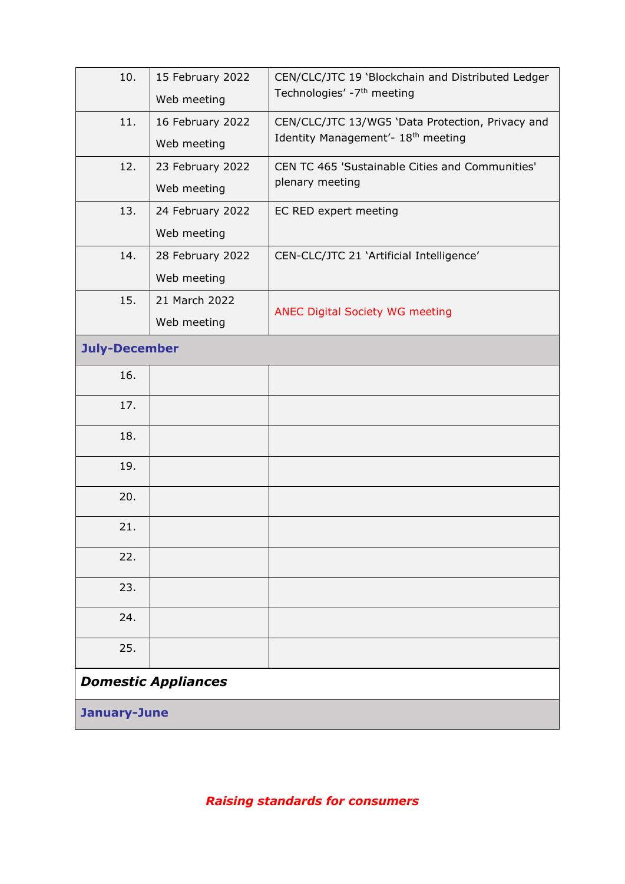| | | |
|---|---|---|
| 10. | 15 February 2022<br>Web meeting | CEN/CLC/JTC 19 'Blockchain and Distributed Ledger Technologies' -7th meeting |
| 11. | 16 February 2022<br>Web meeting | CEN/CLC/JTC 13/WG5 'Data Protection, Privacy and Identity Management'- 18th meeting |
| 12. | 23 February 2022<br>Web meeting | CEN TC 465 'Sustainable Cities and Communities' plenary meeting |
| 13. | 24 February 2022<br>Web meeting | EC RED expert meeting |
| 14. | 28 February 2022<br>Web meeting | CEN-CLC/JTC 21 'Artificial Intelligence' |
| 15. | 21 March 2022<br>Web meeting | ANEC Digital Society WG meeting |
| **July-December** | | |
| 16. | | |
| 17. | | |
| 18. | | |
| 19. | | |
| 20. | | |
| 21. | | |
| 22. | | |
| 23. | | |
| 24. | | |
| 25. | | |
| ***Domestic Appliances*** | | |
| **January-June** | | |

***Raising standards for consumers***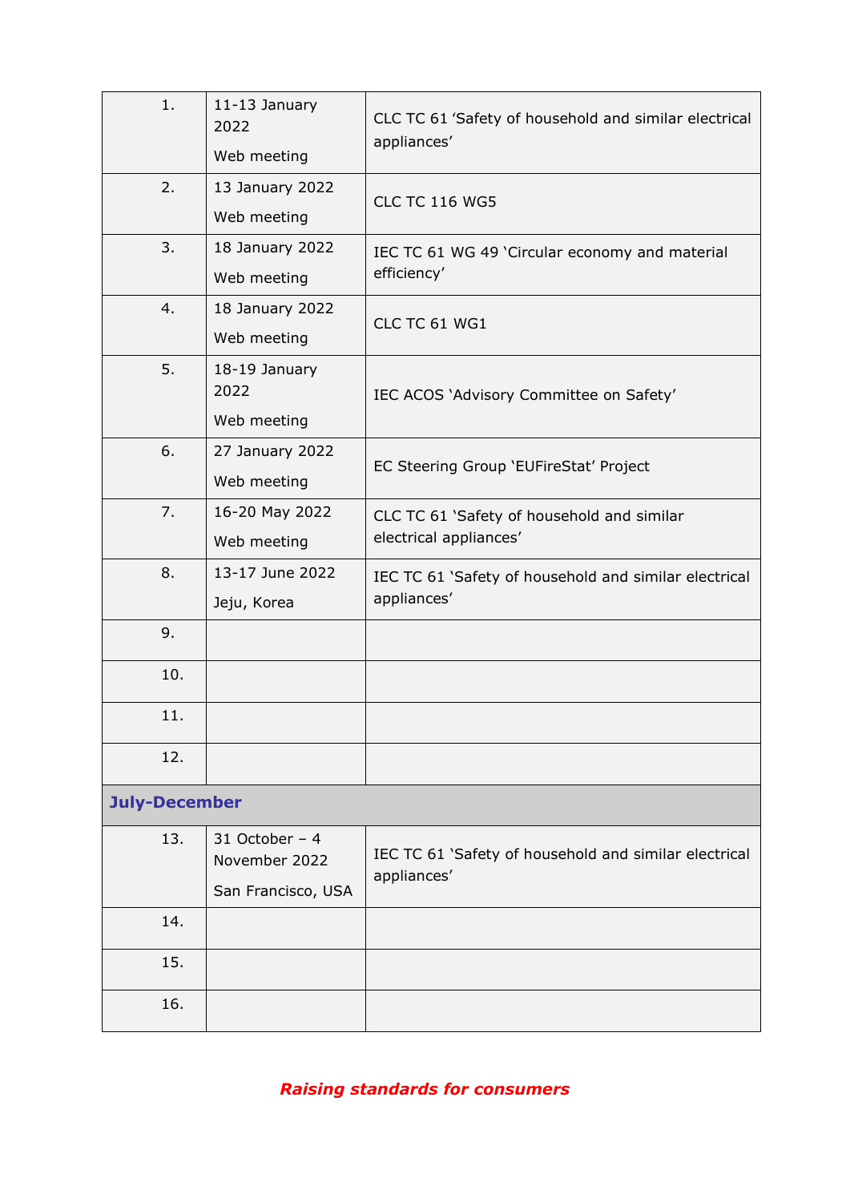| | | |
|---|---|---|
| 1. | 11-13 January 2022<br>Web meeting | CLC TC 61 'Safety of household and similar electrical appliances' |
| 2. | 13 January 2022<br>Web meeting | CLC TC 116 WG5 |
| 3. | 18 January 2022<br>Web meeting | IEC TC 61 WG 49 'Circular economy and material efficiency' |
| 4. | 18 January 2022<br>Web meeting | CLC TC 61 WG1 |
| 5. | 18-19 January 2022<br>Web meeting | IEC ACOS 'Advisory Committee on Safety' |
| 6. | 27 January 2022<br>Web meeting | EC Steering Group 'EUFireStat' Project |
| 7. | 16-20 May 2022<br>Web meeting | CLC TC 61 'Safety of household and similar electrical appliances' |
| 8. | 13-17 June 2022<br>Jeju, Korea | IEC TC 61 'Safety of household and similar electrical appliances' |
| 9. | | |
| 10. | | |
| 11. | | |
| 12. | | |
| **July-December** | | |
| 13. | 31 October – 4 November 2022<br>San Francisco, USA | IEC TC 61 'Safety of household and similar electrical appliances' |
| 14. | | |
| 15. | | |
| 16. | | |

***Raising standards for consumers***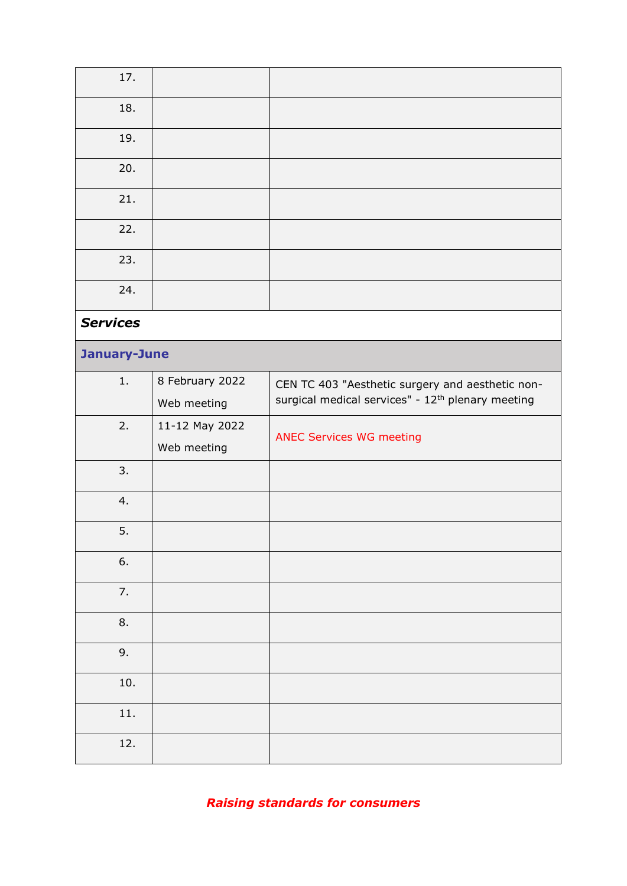| | | |
|---|---|---|
| 17. | | |
| 18. | | |
| 19. | | |
| 20. | | |
| 21. | | |
| 22. | | |
| 23. | | |
| 24. | | |
| ***Services*** | | |
| **January-June** | | |
| 1. | 8 February 2022<br>Web meeting | CEN TC 403 "Aesthetic surgery and aesthetic non-surgical medical services" - 12th plenary meeting |
| 2. | 11-12 May 2022<br>Web meeting | ANEC Services WG meeting |
| 3. | | |
| 4. | | |
| 5. | | |
| 6. | | |
| 7. | | |
| 8. | | |
| 9. | | |
| 10. | | |
| 11. | | |
| 12. | | |

***Raising standards for consumers***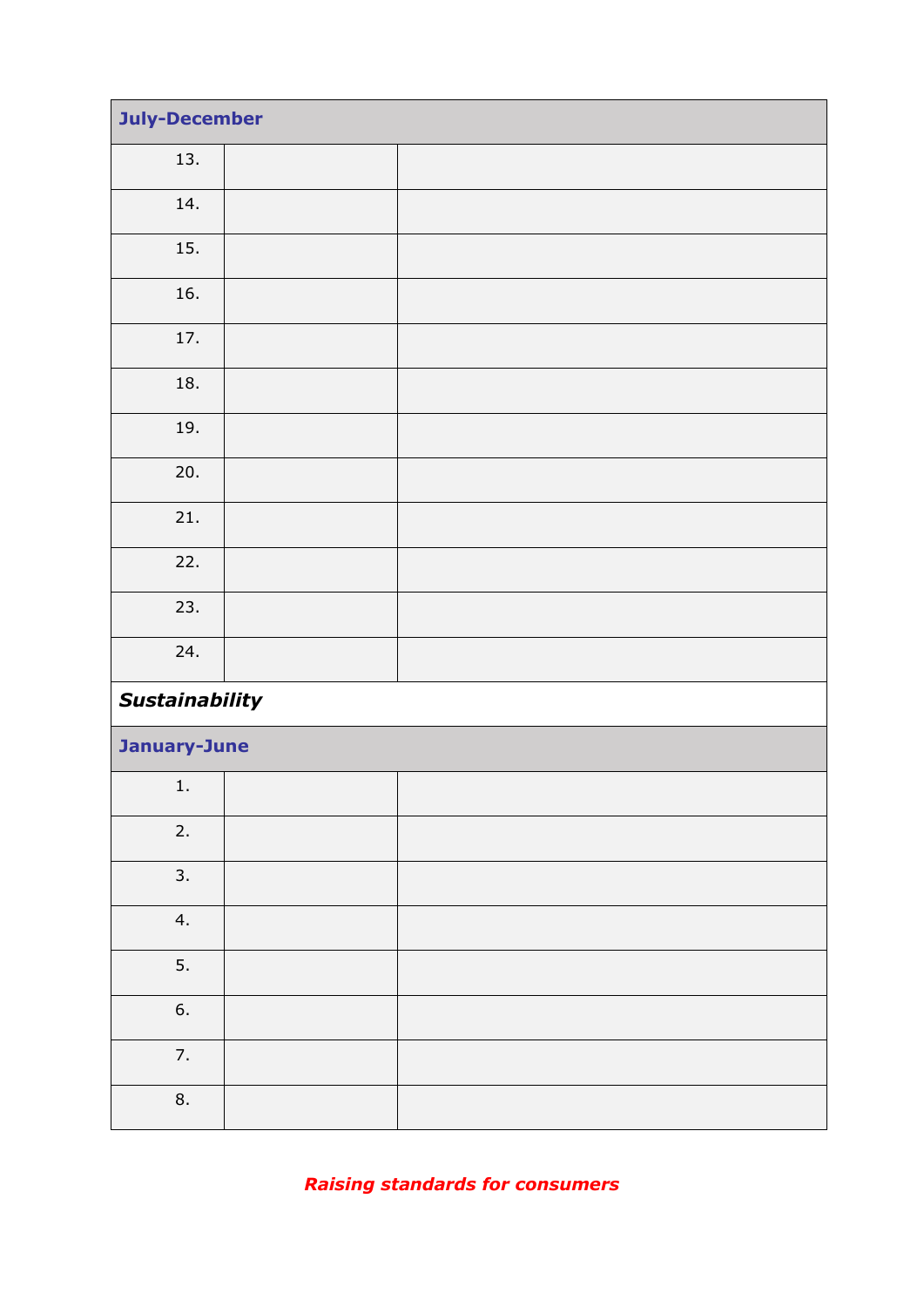| July-December | | |
|---|---|---|
| 13. | | |
| 14. | | |
| 15. | | |
| 16. | | |
| 17. | | |
| 18. | | |
| 19. | | |
| 20. | | |
| 21. | | |
| 22. | | |
| 23. | | |
| 24. | | |
| ***Sustainability*** | | |
| **January-June** | | |
| 1. | | |
| 2. | | |
| 3. | | |
| 4. | | |
| 5. | | |
| 6. | | |
| 7. | | |
| 8. | | |

***Raising standards for consumers***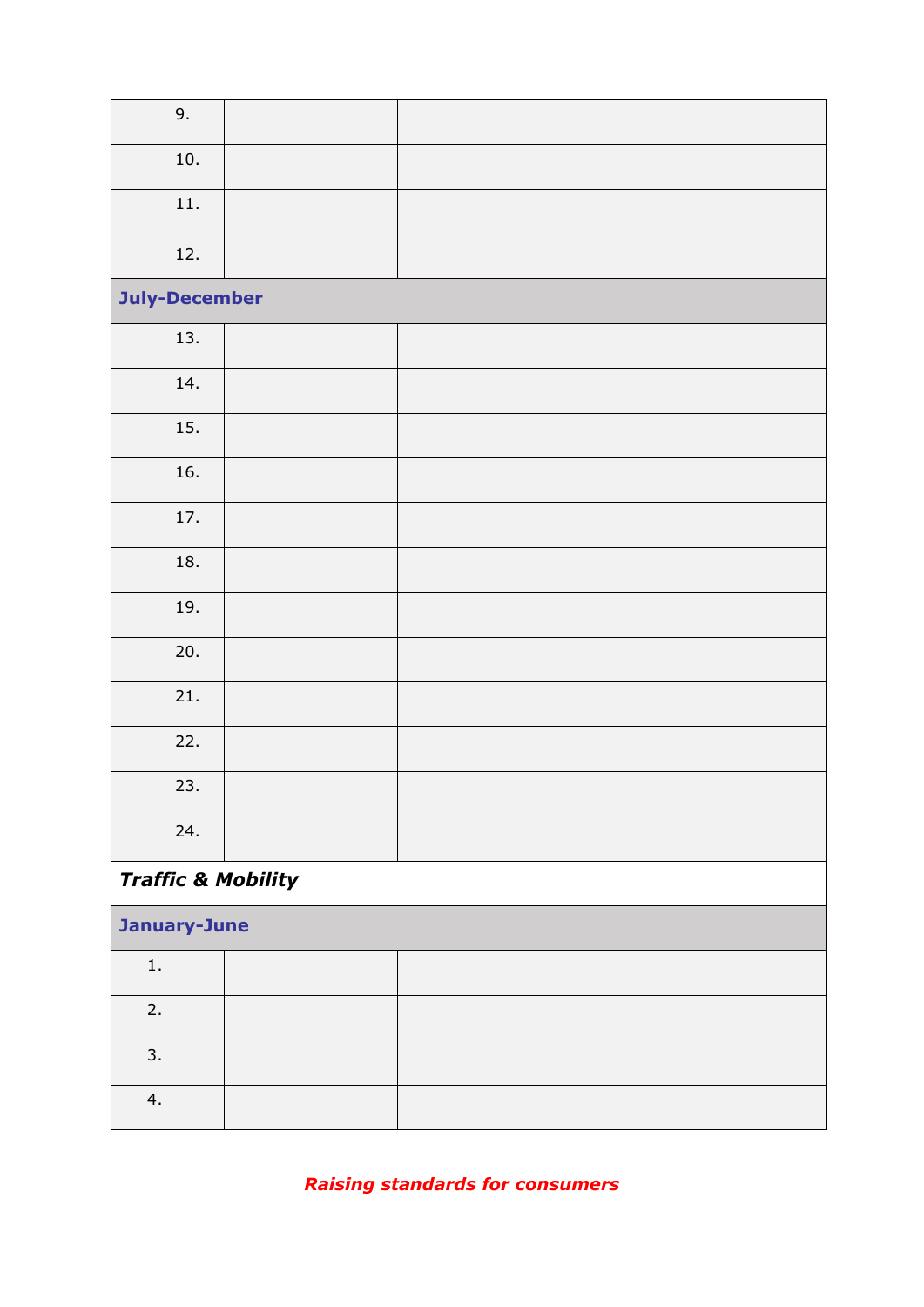| | | |
|---|---|---|
| 9. | | |
| 10. | | |
| 11. | | |
| 12. | | |
| **July-December** | | |
| 13. | | |
| 14. | | |
| 15. | | |
| 16. | | |
| 17. | | |
| 18. | | |
| 19. | | |
| 20. | | |
| 21. | | |
| 22. | | |
| 23. | | |
| 24. | | |
| ***Traffic & Mobility*** | | |
| **January-June** | | |
| 1. | | |
| 2. | | |
| 3. | | |
| 4. | | |

***Raising standards for consumers***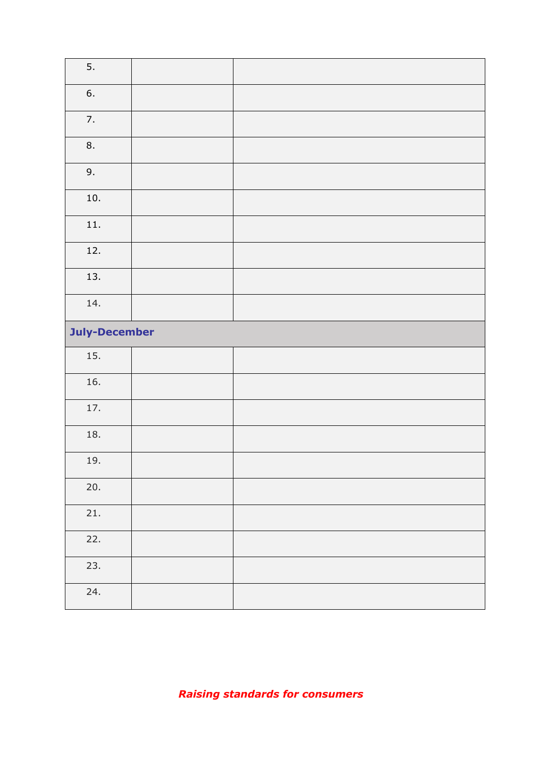| | | |
|---|---|---|
| 5. | | |
| 6. | | |
| 7. | | |
| 8. | | |
| 9. | | |
| 10. | | |
| 11. | | |
| 12. | | |
| 13. | | |
| 14. | | |
| **July-December** | | |
| 15. | | |
| 16. | | |
| 17. | | |
| 18. | | |
| 19. | | |
| 20. | | |
| 21. | | |
| 22. | | |
| 23. | | |
| 24. | | |

***Raising standards for consumers***